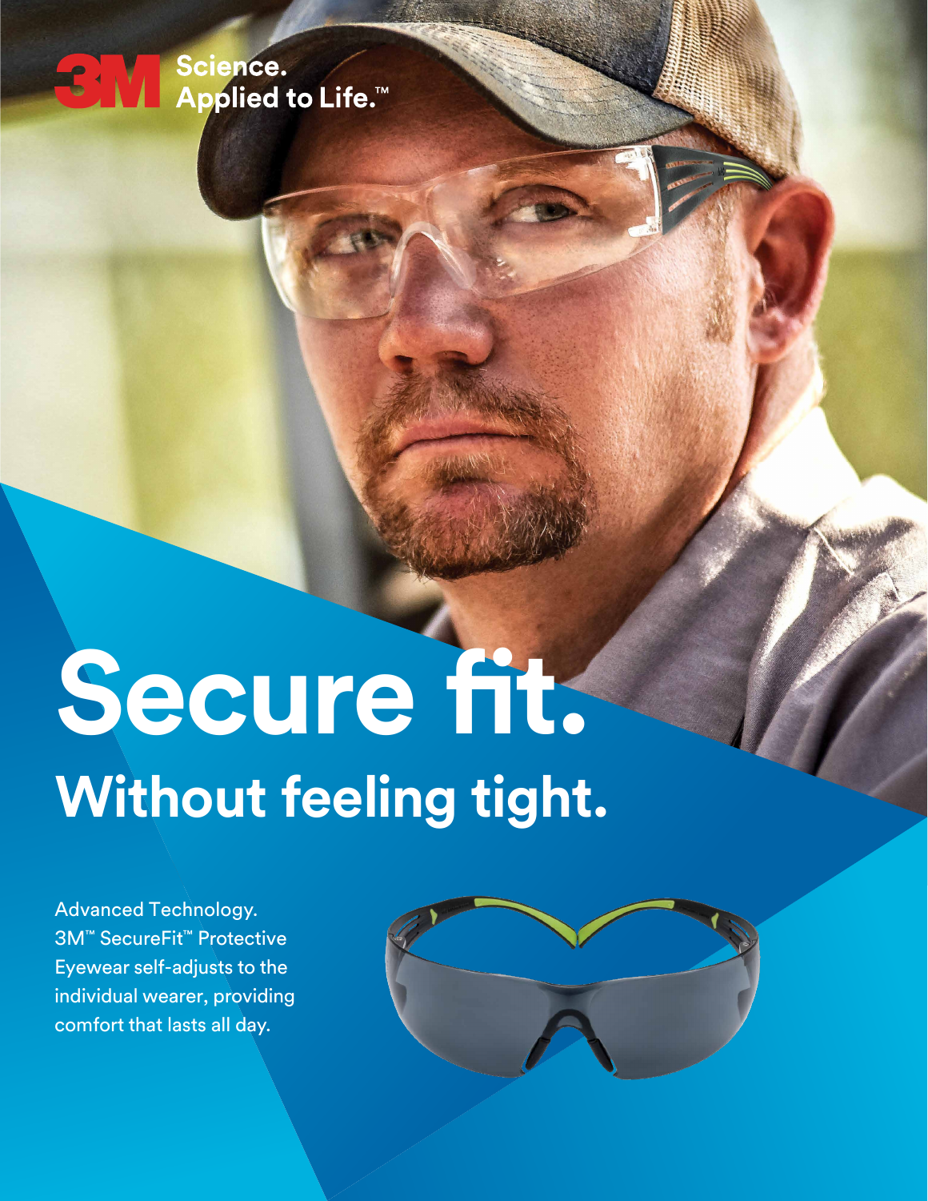3M Science. Applied to Life.™

# Secure fit.

## Without feeling tight.

Advanced Technology. 3M™ SecureFit™ Protective Eyewear self-adjusts to the individual wearer, providing comfort that lasts all day.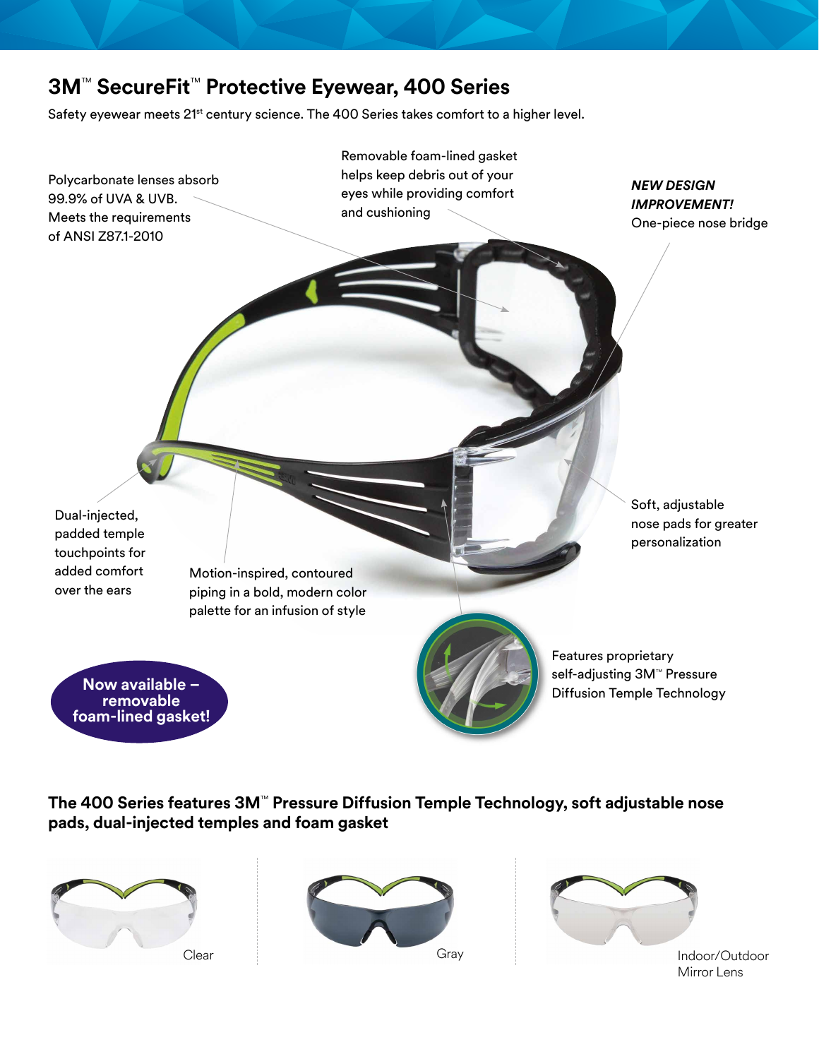## 3M™ SecureFit™ Protective Eyewear, 400 Series

Safety eyewear meets 21st century science. The 400 Series takes comfort to a higher level.

Polycarbonate lenses absorb 99.9% of UVA & UVB. Meets the requirements of ANSI Z87.1-2010

Removable foam-lined gasket helps keep debris out of your eyes while providing comfort and cushioning

*NEW DESIGN IMPROVEMENT!*
One-piece nose bridge

Dual-injected, padded temple touchpoints for added comfort over the ears

Motion-inspired, contoured piping in a bold, modern color palette for an infusion of style

Soft, adjustable nose pads for greater personalization

Features proprietary self-adjusting 3M™ Pressure Diffusion Temple Technology

**Now available – removable foam-lined gasket!**

### The 400 Series features 3M™ Pressure Diffusion Temple Technology, soft adjustable nose pads, dual-injected temples and foam gasket

Clear

Gray

Indoor/Outdoor Mirror Lens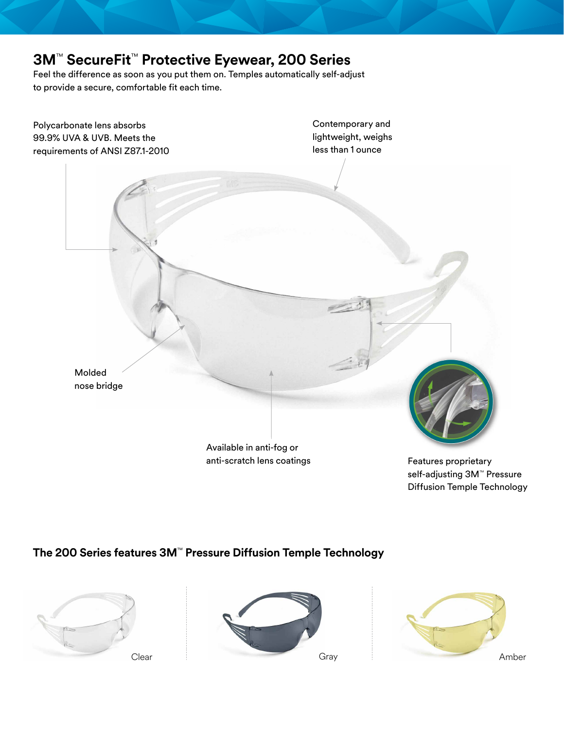## 3M™ SecureFit™ Protective Eyewear, 200 Series

Feel the difference as soon as you put them on. Temples automatically self-adjust to provide a secure, comfortable fit each time.

Polycarbonate lens absorbs 99.9% UVA & UVB. Meets the requirements of ANSI Z87.1-2010

Contemporary and lightweight, weighs less than 1 ounce

Molded nose bridge

Available in anti-fog or anti-scratch lens coatings

Features proprietary self-adjusting 3M™ Pressure Diffusion Temple Technology

### The 200 Series features 3M™ Pressure Diffusion Temple Technology

Clear

Gray

Amber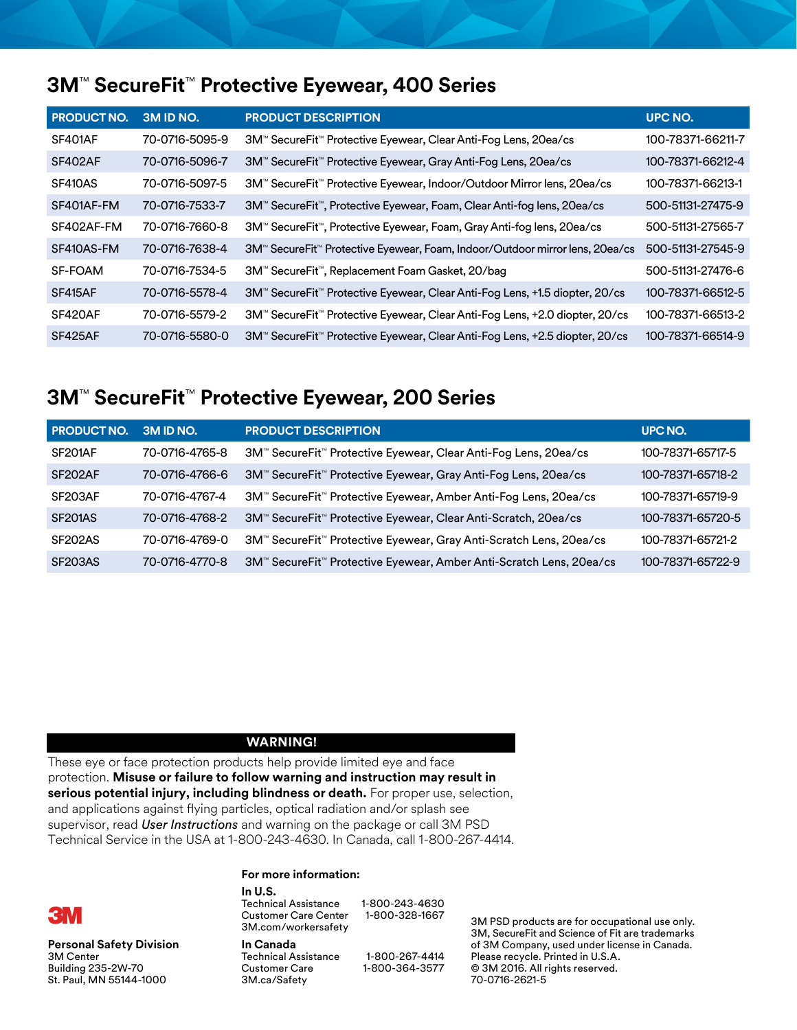## 3M™ SecureFit™ Protective Eyewear, 400 Series

| PRODUCT NO. | 3M ID NO. | PRODUCT DESCRIPTION | UPC NO. |
|---|---|---|---|
| SF401AF | 70-0716-5095-9 | 3M™ SecureFit™ Protective Eyewear, Clear Anti-Fog Lens, 20ea/cs | 100-78371-66211-7 |
| SF402AF | 70-0716-5096-7 | 3M™ SecureFit™ Protective Eyewear, Gray Anti-Fog Lens, 20ea/cs | 100-78371-66212-4 |
| SF410AS | 70-0716-5097-5 | 3M™ SecureFit™ Protective Eyewear, Indoor/Outdoor Mirror lens, 20ea/cs | 100-78371-66213-1 |
| SF401AF-FM | 70-0716-7533-7 | 3M™ SecureFit™, Protective Eyewear, Foam, Clear Anti-fog lens, 20ea/cs | 500-51131-27475-9 |
| SF402AF-FM | 70-0716-7660-8 | 3M™ SecureFit™, Protective Eyewear, Foam, Gray Anti-fog lens, 20ea/cs | 500-51131-27565-7 |
| SF410AS-FM | 70-0716-7638-4 | 3M™ SecureFit™ Protective Eyewear, Foam, Indoor/Outdoor mirror lens, 20ea/cs | 500-51131-27545-9 |
| SF-FOAM | 70-0716-7534-5 | 3M™ SecureFit™, Replacement Foam Gasket, 20/bag | 500-51131-27476-6 |
| SF415AF | 70-0716-5578-4 | 3M™ SecureFit™ Protective Eyewear, Clear Anti-Fog Lens, +1.5 diopter, 20/cs | 100-78371-66512-5 |
| SF420AF | 70-0716-5579-2 | 3M™ SecureFit™ Protective Eyewear, Clear Anti-Fog Lens, +2.0 diopter, 20/cs | 100-78371-66513-2 |
| SF425AF | 70-0716-5580-0 | 3M™ SecureFit™ Protective Eyewear, Clear Anti-Fog Lens, +2.5 diopter, 20/cs | 100-78371-66514-9 |

## 3M™ SecureFit™ Protective Eyewear, 200 Series

| PRODUCT NO. | 3M ID NO. | PRODUCT DESCRIPTION | UPC NO. |
|---|---|---|---|
| SF201AF | 70-0716-4765-8 | 3M™ SecureFit™ Protective Eyewear, Clear Anti-Fog Lens, 20ea/cs | 100-78371-65717-5 |
| SF202AF | 70-0716-4766-6 | 3M™ SecureFit™ Protective Eyewear, Gray Anti-Fog Lens, 20ea/cs | 100-78371-65718-2 |
| SF203AF | 70-0716-4767-4 | 3M™ SecureFit™ Protective Eyewear, Amber Anti-Fog Lens, 20ea/cs | 100-78371-65719-9 |
| SF201AS | 70-0716-4768-2 | 3M™ SecureFit™ Protective Eyewear, Clear Anti-Scratch, 20ea/cs | 100-78371-65720-5 |
| SF202AS | 70-0716-4769-0 | 3M™ SecureFit™ Protective Eyewear, Gray Anti-Scratch Lens, 20ea/cs | 100-78371-65721-2 |
| SF203AS | 70-0716-4770-8 | 3M™ SecureFit™ Protective Eyewear, Amber Anti-Scratch Lens, 20ea/cs | 100-78371-65722-9 |

**WARNING!**

These eye or face protection products help provide limited eye and face protection. **Misuse or failure to follow warning and instruction may result in serious potential injury, including blindness or death.** For proper use, selection, and applications against flying particles, optical radiation and/or splash see supervisor, read *User Instructions* and warning on the package or call 3M PSD Technical Service in the USA at 1-800-243-4630. In Canada, call 1-800-267-4414.

3M

**Personal Safety Division**
3M Center
Building 235-2W-70
St. Paul, MN 55144-1000

**For more information:**

**In U.S.**
Technical Assistance 1-800-243-4630
Customer Care Center 1-800-328-1667
3M.com/workersafety

**In Canada**
Technical Assistance 1-800-267-4414
Customer Care 1-800-364-3577
3M.ca/Safety

3M PSD products are for occupational use only.
3M, SecureFit and Science of Fit are trademarks of 3M Company, used under license in Canada.
Please recycle. Printed in U.S.A.
© 3M 2016. All rights reserved.
70-0716-2621-5